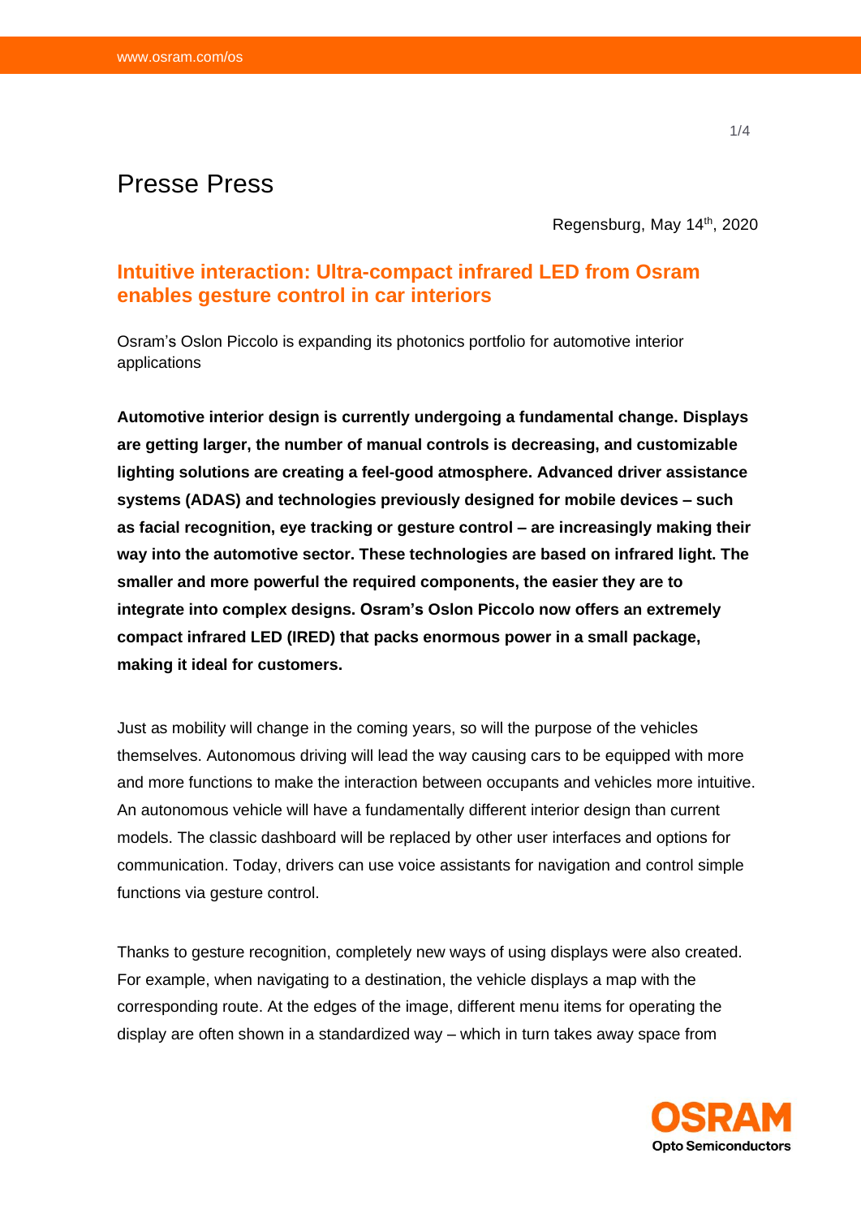# Presse Press

Regensburg, May 14th, 2020

## Intuitive interaction: Ultra-compact infrared LED from Osram enables gesture control in car interiors

Osram's Oslon Piccolo is expanding its photonics portfolio for automotive interior applications

**Automotive interior design is currently undergoing a fundamental change. Displays are getting larger, the number of manual controls is decreasing, and customizable lighting solutions are creating a feel-good atmosphere. Advanced driver assistance systems (ADAS) and technologies previously designed for mobile devices – such as facial recognition, eye tracking or gesture control – are increasingly making their way into the automotive sector. These technologies are based on infrared light. The smaller and more powerful the required components, the easier they are to integrate into complex designs. Osram's Oslon Piccolo now offers an extremely compact infrared LED (IRED) that packs enormous power in a small package, making it ideal for customers.**

Just as mobility will change in the coming years, so will the purpose of the vehicles themselves. Autonomous driving will lead the way causing cars to be equipped with more and more functions to make the interaction between occupants and vehicles more intuitive. An autonomous vehicle will have a fundamentally different interior design than current models. The classic dashboard will be replaced by other user interfaces and options for communication. Today, drivers can use voice assistants for navigation and control simple functions via gesture control.

Thanks to gesture recognition, completely new ways of using displays were also created. For example, when navigating to a destination, the vehicle displays a map with the corresponding route. At the edges of the image, different menu items for operating the display are often shown in a standardized way – which in turn takes away space from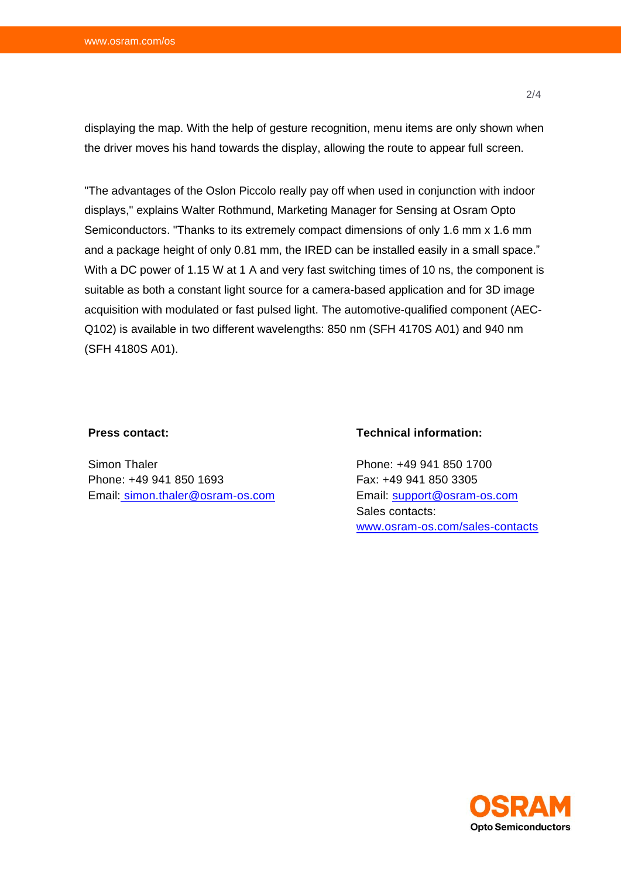displaying the map. With the help of gesture recognition, menu items are only shown when the driver moves his hand towards the display, allowing the route to appear full screen.

"The advantages of the Oslon Piccolo really pay off when used in conjunction with indoor displays," explains Walter Rothmund, Marketing Manager for Sensing at Osram Opto Semiconductors. "Thanks to its extremely compact dimensions of only 1.6 mm x 1.6 mm and a package height of only 0.81 mm, the IRED can be installed easily in a small space." With a DC power of 1.15 W at 1 A and very fast switching times of 10 ns, the component is suitable as both a constant light source for a camera-based application and for 3D image acquisition with modulated or fast pulsed light. The automotive-qualified component (AEC-Q102) is available in two different wavelengths: 850 nm (SFH 4170S A01) and 940 nm (SFH 4180S A01).

**Press contact:**

Simon Thaler
Phone: +49 941 850 1693
Email: simon.thaler@osram-os.com

**Technical information:**

Phone: +49 941 850 1700
Fax: +49 941 850 3305
Email: support@osram-os.com
Sales contacts:
www.osram-os.com/sales-contacts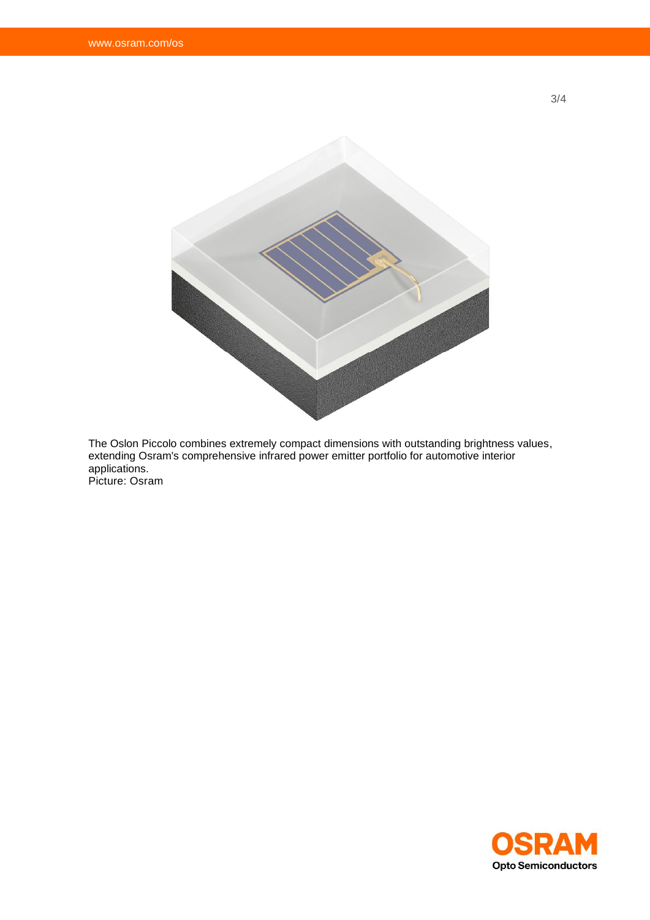The Oslon Piccolo combines extremely compact dimensions with outstanding brightness values, extending Osram's comprehensive infrared power emitter portfolio for automotive interior applications.
Picture: Osram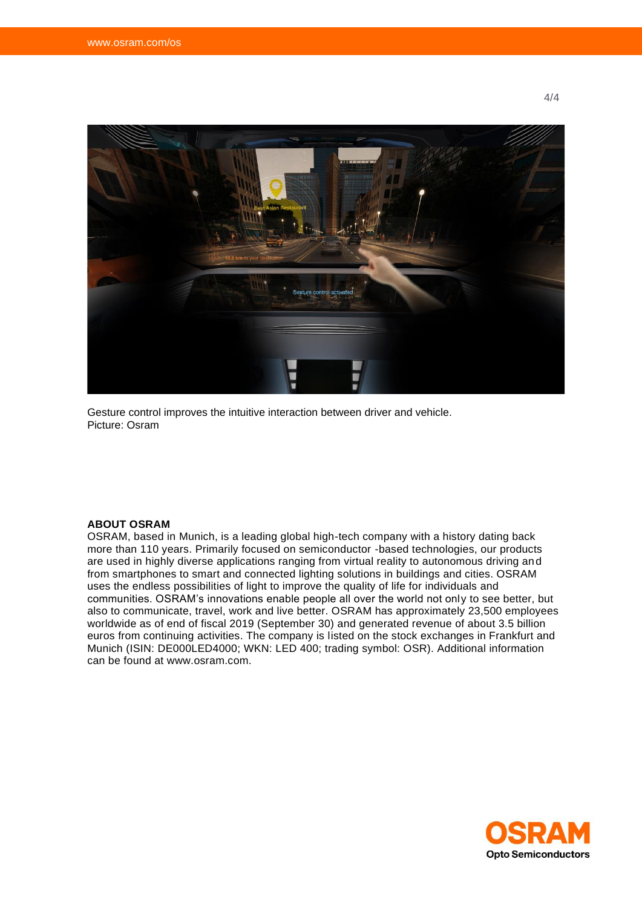Gesture control improves the intuitive interaction between driver and vehicle.
Picture: Osram

**ABOUT OSRAM**

OSRAM, based in Munich, is a leading global high-tech company with a history dating back more than 110 years. Primarily focused on semiconductor -based technologies, our products are used in highly diverse applications ranging from virtual reality to autonomous driving and from smartphones to smart and connected lighting solutions in buildings and cities. OSRAM uses the endless possibilities of light to improve the quality of life for individuals and communities. OSRAM's innovations enable people all over the world not only to see better, but also to communicate, travel, work and live better. OSRAM has approximately 23,500 employees worldwide as of end of fiscal 2019 (September 30) and generated revenue of about 3.5 billion euros from continuing activities. The company is listed on the stock exchanges in Frankfurt and Munich (ISIN: DE000LED4000; WKN: LED 400; trading symbol: OSR). Additional information can be found at www.osram.com.